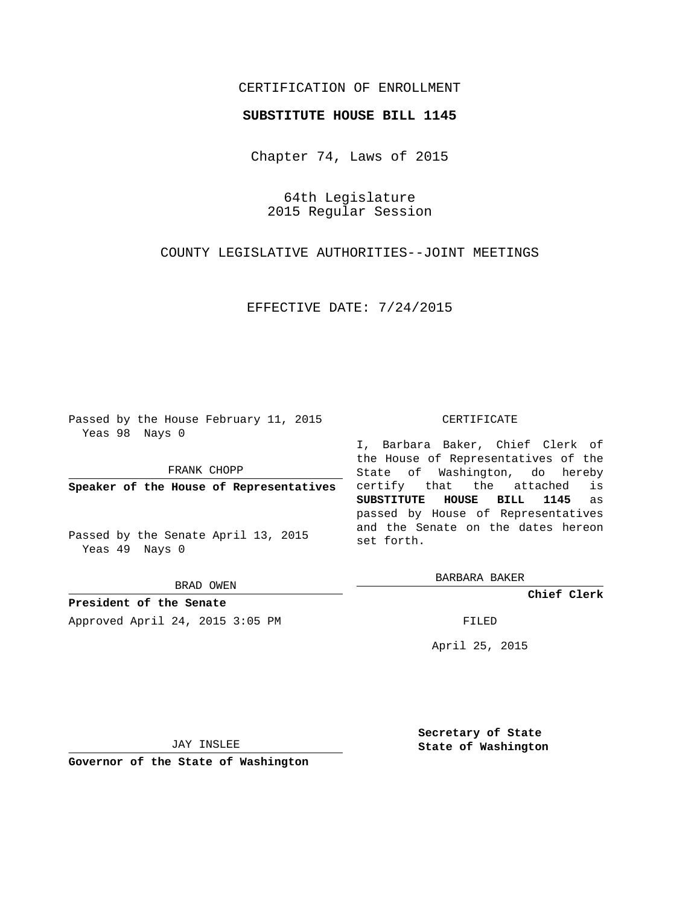CERTIFICATION OF ENROLLMENT

**SUBSTITUTE HOUSE BILL 1145**

Chapter 74, Laws of 2015

64th Legislature
2015 Regular Session

COUNTY LEGISLATIVE AUTHORITIES--JOINT MEETINGS

EFFECTIVE DATE: 7/24/2015

Passed by the House February 11, 2015
Yeas 98 Nays 0

FRANK CHOPP

**Speaker of the House of Representatives**

Passed by the Senate April 13, 2015
Yeas 49 Nays 0

BRAD OWEN

**President of the Senate**

Approved April 24, 2015 3:05 PM

JAY INSLEE

**Governor of the State of Washington**

CERTIFICATE

I, Barbara Baker, Chief Clerk of the House of Representatives of the State of Washington, do hereby certify that the attached is **SUBSTITUTE HOUSE BILL 1145** as passed by House of Representatives and the Senate on the dates hereon set forth.

BARBARA BAKER

**Chief Clerk**

FILED

April 25, 2015

**Secretary of State**
**State of Washington**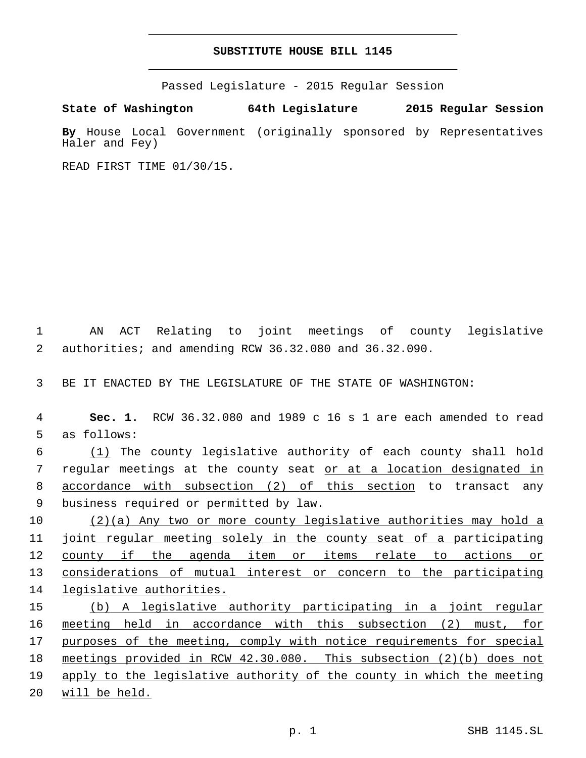# SUBSTITUTE HOUSE BILL 1145

Passed Legislature - 2015 Regular Session

**State of Washington 64th Legislature 2015 Regular Session**

**By** House Local Government (originally sponsored by Representatives Haler and Fey)

READ FIRST TIME 01/30/15.

AN ACT Relating to joint meetings of county legislative authorities; and amending RCW 36.32.080 and 36.32.090.

BE IT ENACTED BY THE LEGISLATURE OF THE STATE OF WASHINGTON:

**Sec. 1.** RCW 36.32.080 and 1989 c 16 s 1 are each amended to read as follows:

(1) The county legislative authority of each county shall hold regular meetings at the county seat or at a location designated in accordance with subsection (2) of this section to transact any business required or permitted by law.

(2)(a) Any two or more county legislative authorities may hold a joint regular meeting solely in the county seat of a participating county if the agenda item or items relate to actions or considerations of mutual interest or concern to the participating legislative authorities.

(b) A legislative authority participating in a joint regular meeting held in accordance with this subsection (2) must, for purposes of the meeting, comply with notice requirements for special meetings provided in RCW 42.30.080. This subsection (2)(b) does not apply to the legislative authority of the county in which the meeting will be held.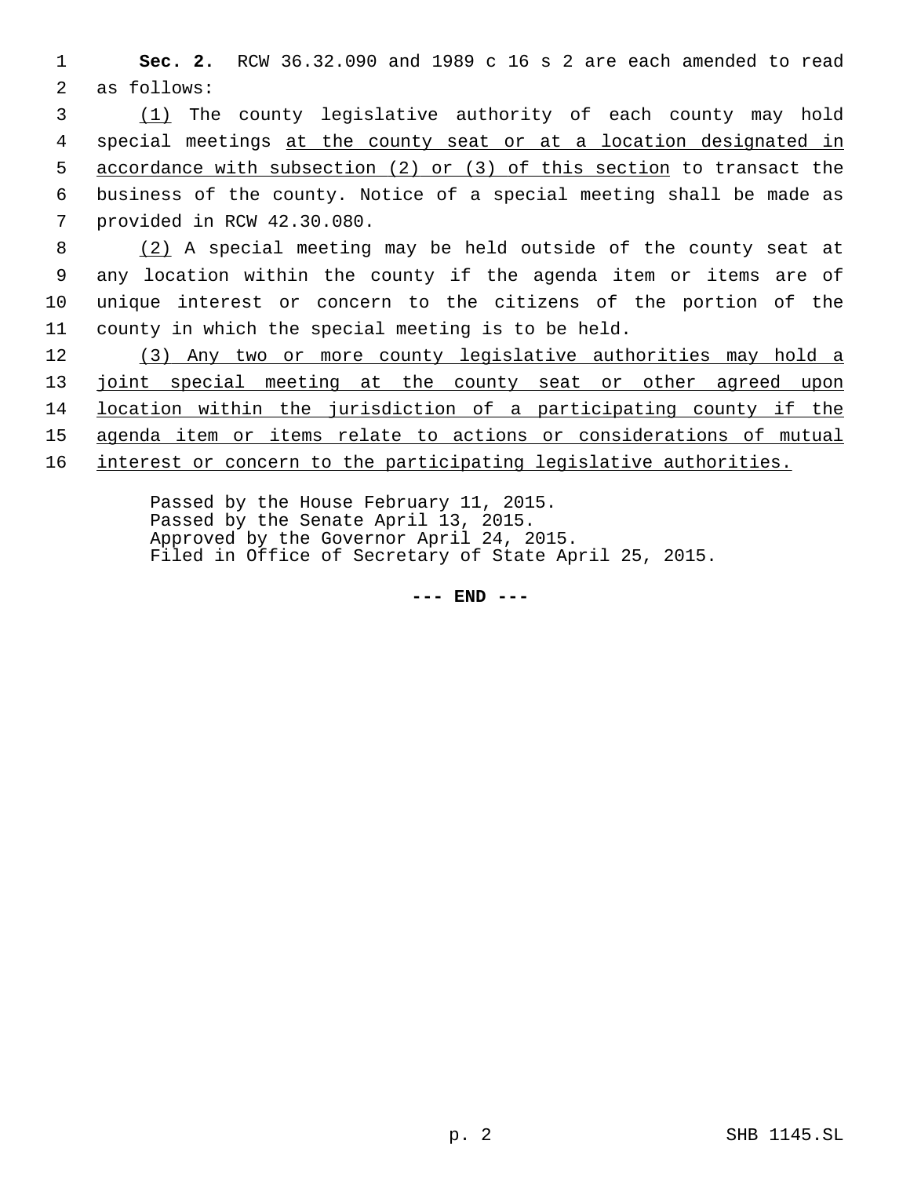**Sec. 2.** RCW 36.32.090 and 1989 c 16 s 2 are each amended to read as follows:

(1) The county legislative authority of each county may hold special meetings at the county seat or at a location designated in accordance with subsection (2) or (3) of this section to transact the business of the county. Notice of a special meeting shall be made as provided in RCW 42.30.080.

(2) A special meeting may be held outside of the county seat at any location within the county if the agenda item or items are of unique interest or concern to the citizens of the portion of the county in which the special meeting is to be held.

(3) Any two or more county legislative authorities may hold a joint special meeting at the county seat or other agreed upon location within the jurisdiction of a participating county if the agenda item or items relate to actions or considerations of mutual interest or concern to the participating legislative authorities.

Passed by the House February 11, 2015.
Passed by the Senate April 13, 2015.
Approved by the Governor April 24, 2015.
Filed in Office of Secretary of State April 25, 2015.

**--- END ---**